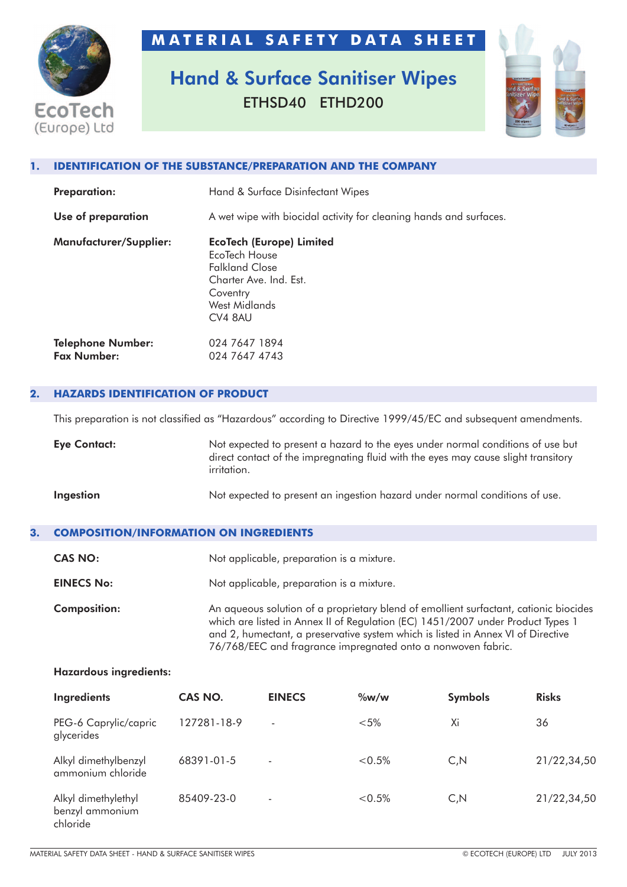EcoTech (Europe) Ltd

# MATERIAL SAFETY DATA SHEET

## Hand & Surface Sanitiser Wipes

ETHSD40   ETHD200

## 1. IDENTIFICATION OF THE SUBSTANCE/PREPARATION AND THE COMPANY

**Preparation:** Hand & Surface Disinfectant Wipes

**Use of preparation** A wet wipe with biocidal activity for cleaning hands and surfaces.

**Manufacturer/Supplier:**
**EcoTech (Europe) Limited**
EcoTech House
Falkland Close
Charter Ave. Ind. Est.
Coventry
West Midlands
CV4 8AU

**Telephone Number:** 024 7647 1894
**Fax Number:** 024 7647 4743

## 2. HAZARDS IDENTIFICATION OF PRODUCT

This preparation is not classified as "Hazardous" according to Directive 1999/45/EC and subsequent amendments.

**Eye Contact:** Not expected to present a hazard to the eyes under normal conditions of use but direct contact of the impregnating fluid with the eyes may cause slight transitory irritation.

**Ingestion** Not expected to present an ingestion hazard under normal conditions of use.

## 3. COMPOSITION/INFORMATION ON INGREDIENTS

**CAS NO:** Not applicable, preparation is a mixture.

**EINECS No:** Not applicable, preparation is a mixture.

**Composition:** An aqueous solution of a proprietary blend of emollient surfactant, cationic biocides which are listed in Annex II of Regulation (EC) 1451/2007 under Product Types 1 and 2, humectant, a preservative system which is listed in Annex VI of Directive 76/768/EEC and fragrance impregnated onto a nonwoven fabric.

**Hazardous ingredients:**

| Ingredients | CAS NO. | EINECS | %w/w | Symbols | Risks |
|---|---|---|---|---|---|
| PEG-6 Caprylic/capric glycerides | 127281-18-9 | - | <5% | Xi | 36 |
| Alkyl dimethylbenzyl ammonium chloride | 68391-01-5 | - | <0.5% | C,N | 21/22,34,50 |
| Alkyl dimethylethyl benzyl ammonium chloride | 85409-23-0 | - | <0.5% | C,N | 21/22,34,50 |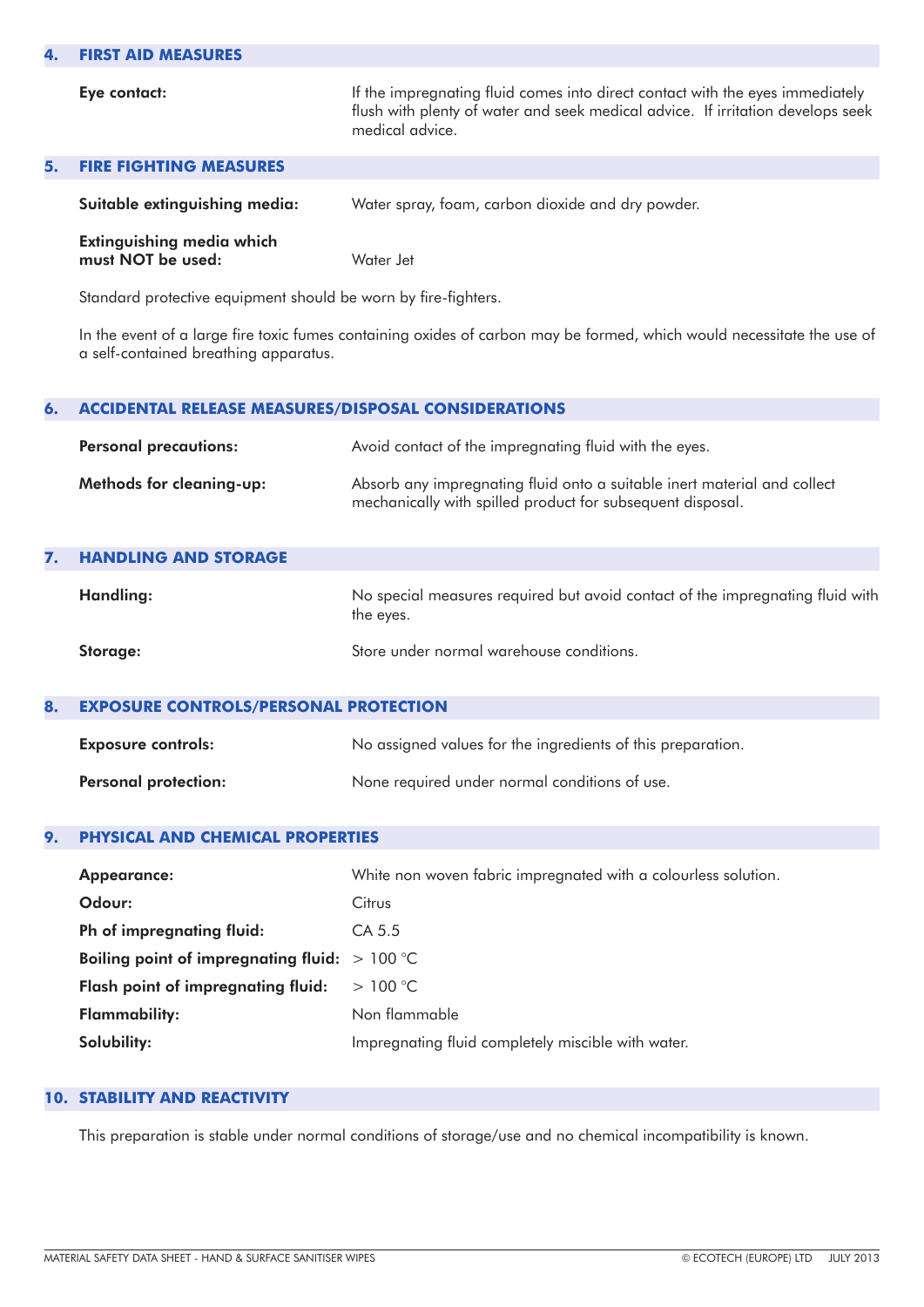## 4. FIRST AID MEASURES

**Eye contact:** If the impregnating fluid comes into direct contact with the eyes immediately flush with plenty of water and seek medical advice. If irritation develops seek medical advice.

## 5. FIRE FIGHTING MEASURES

**Suitable extinguishing media:** Water spray, foam, carbon dioxide and dry powder.

**Extinguishing media which must NOT be used:** Water Jet

Standard protective equipment should be worn by fire-fighters.

In the event of a large fire toxic fumes containing oxides of carbon may be formed, which would necessitate the use of a self-contained breathing apparatus.

## 6. ACCIDENTAL RELEASE MEASURES/DISPOSAL CONSIDERATIONS

**Personal precautions:** Avoid contact of the impregnating fluid with the eyes.

**Methods for cleaning-up:** Absorb any impregnating fluid onto a suitable inert material and collect mechanically with spilled product for subsequent disposal.

## 7. HANDLING AND STORAGE

**Handling:** No special measures required but avoid contact of the impregnating fluid with the eyes.

**Storage:** Store under normal warehouse conditions.

## 8. EXPOSURE CONTROLS/PERSONAL PROTECTION

**Exposure controls:** No assigned values for the ingredients of this preparation.

**Personal protection:** None required under normal conditions of use.

## 9. PHYSICAL AND CHEMICAL PROPERTIES

**Appearance:** White non woven fabric impregnated with a colourless solution.

**Odour:** Citrus

**Ph of impregnating fluid:** CA 5.5

**Boiling point of impregnating fluid:** > 100 °C

**Flash point of impregnating fluid:** > 100 °C

**Flammability:** Non flammable

**Solubility:** Impregnating fluid completely miscible with water.

## 10. STABILITY AND REACTIVITY

This preparation is stable under normal conditions of storage/use and no chemical incompatibility is known.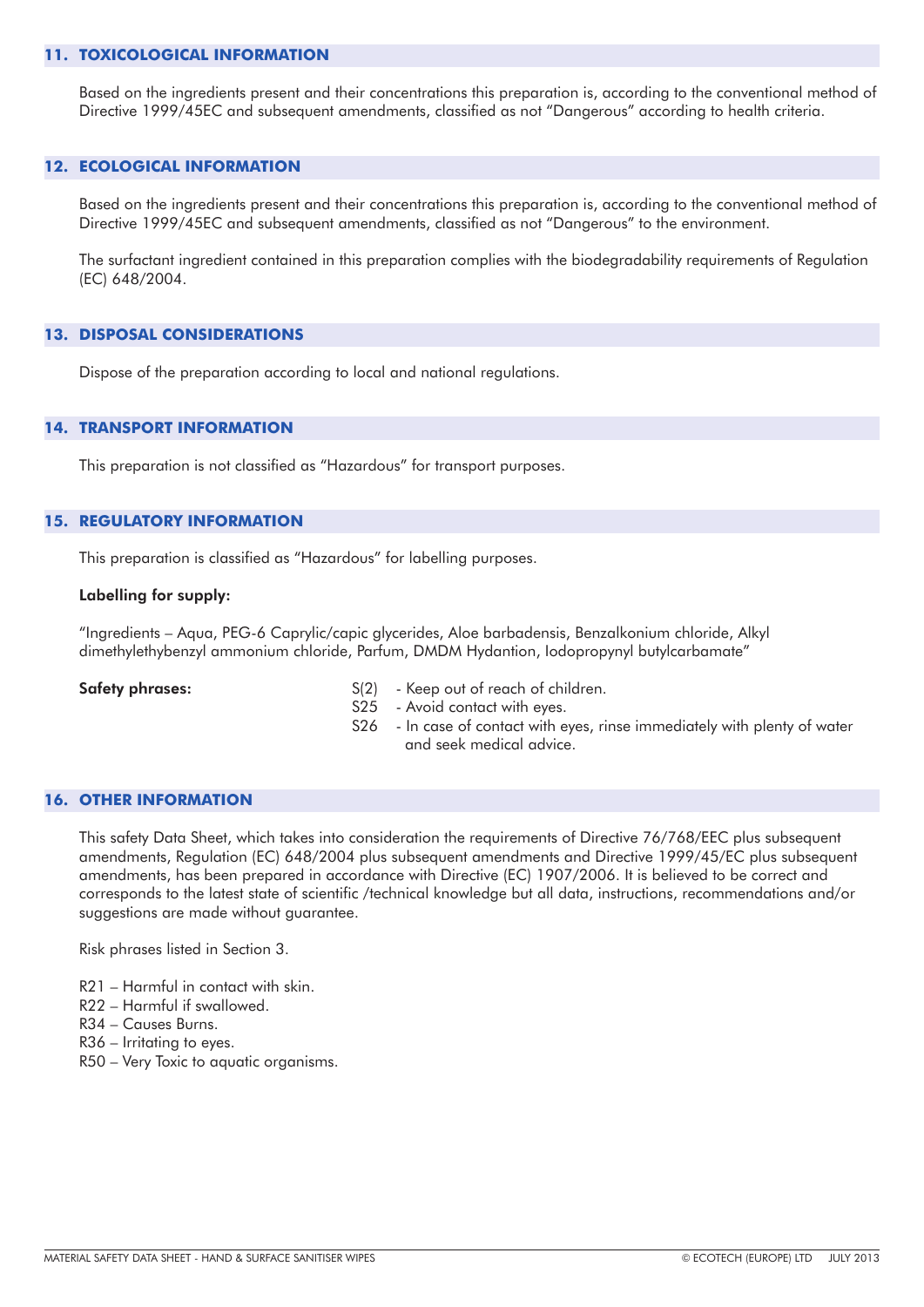## 11. TOXICOLOGICAL INFORMATION

Based on the ingredients present and their concentrations this preparation is, according to the conventional method of Directive 1999/45EC and subsequent amendments, classified as not "Dangerous" according to health criteria.

## 12. ECOLOGICAL INFORMATION

Based on the ingredients present and their concentrations this preparation is, according to the conventional method of Directive 1999/45EC and subsequent amendments, classified as not "Dangerous" to the environment.

The surfactant ingredient contained in this preparation complies with the biodegradability requirements of Regulation (EC) 648/2004.

## 13. DISPOSAL CONSIDERATIONS

Dispose of the preparation according to local and national regulations.

## 14. TRANSPORT INFORMATION

This preparation is not classified as "Hazardous" for transport purposes.

## 15. REGULATORY INFORMATION

This preparation is classified as "Hazardous" for labelling purposes.

**Labelling for supply:**

"Ingredients – Aqua, PEG-6 Caprylic/capic glycerides, Aloe barbadensis, Benzalkonium chloride, Alkyl dimethylethybenzyl ammonium chloride, Parfum, DMDM Hydantion, Iodopropynyl butylcarbamate"

**Safety phrases:**

- S(2) - Keep out of reach of children.
- S25 - Avoid contact with eyes.
- S26 - In case of contact with eyes, rinse immediately with plenty of water and seek medical advice.

## 16. OTHER INFORMATION

This safety Data Sheet, which takes into consideration the requirements of Directive 76/768/EEC plus subsequent amendments, Regulation (EC) 648/2004 plus subsequent amendments and Directive 1999/45/EC plus subsequent amendments, has been prepared in accordance with Directive (EC) 1907/2006. It is believed to be correct and corresponds to the latest state of scientific /technical knowledge but all data, instructions, recommendations and/or suggestions are made without guarantee.

Risk phrases listed in Section 3.

- R21 – Harmful in contact with skin.
- R22 – Harmful if swallowed.
- R34 – Causes Burns.
- R36 – Irritating to eyes.
- R50 – Very Toxic to aquatic organisms.